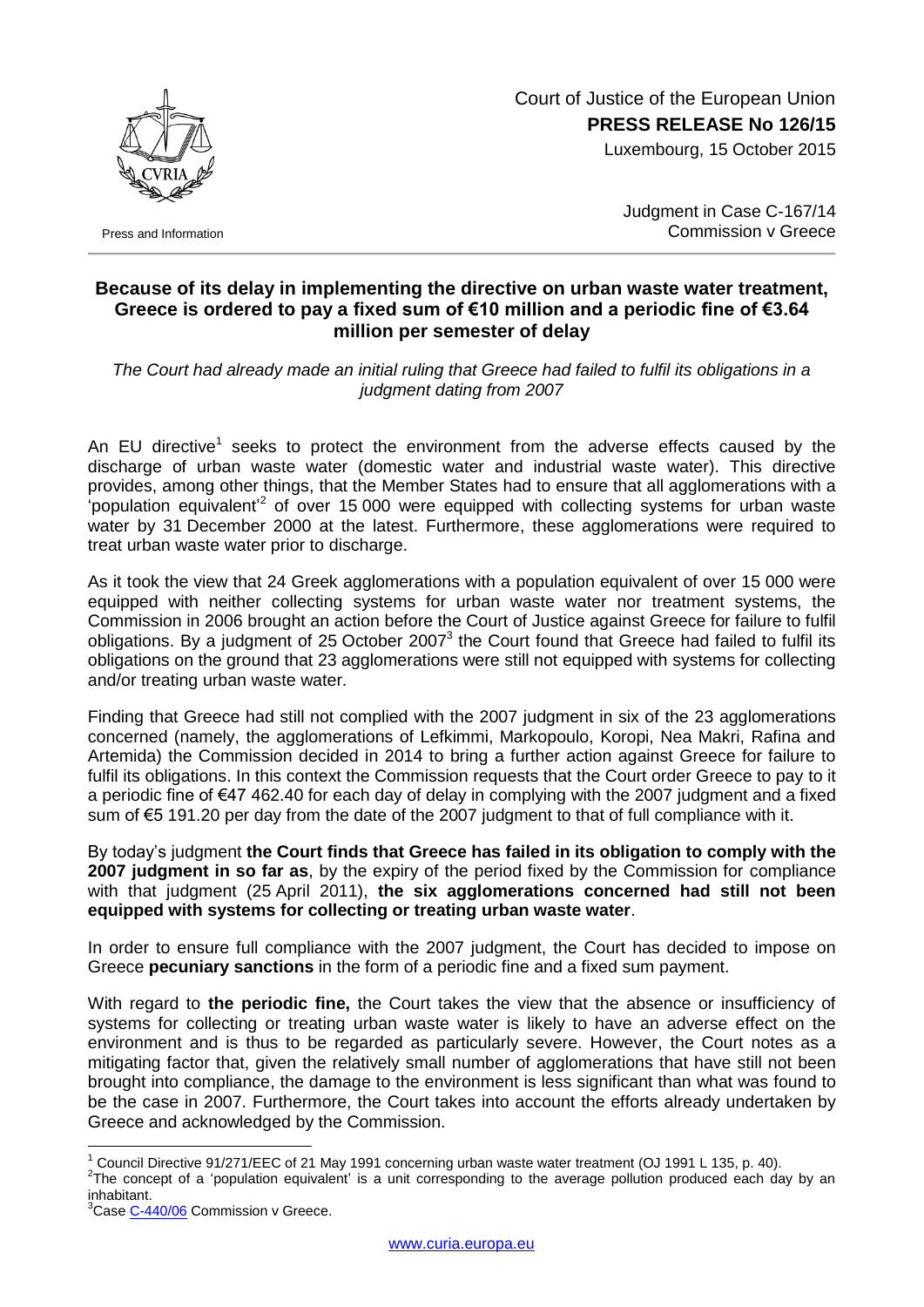Court of Justice of the European Union

**PRESS RELEASE No 126/15**

Luxembourg, 15 October 2015

Press and Information

Judgment in Case C-167/14
Commission v Greece

## Because of its delay in implementing the directive on urban waste water treatment, Greece is ordered to pay a fixed sum of €10 million and a periodic fine of €3.64 million per semester of delay

*The Court had already made an initial ruling that Greece had failed to fulfil its obligations in a judgment dating from 2007*

An EU directive[1] seeks to protect the environment from the adverse effects caused by the discharge of urban waste water (domestic water and industrial waste water). This directive provides, among other things, that the Member States had to ensure that all agglomerations with a 'population equivalent'[2] of over 15 000 were equipped with collecting systems for urban waste water by 31 December 2000 at the latest. Furthermore, these agglomerations were required to treat urban waste water prior to discharge.

As it took the view that 24 Greek agglomerations with a population equivalent of over 15 000 were equipped with neither collecting systems for urban waste water nor treatment systems, the Commission in 2006 brought an action before the Court of Justice against Greece for failure to fulfil obligations. By a judgment of 25 October 2007[3] the Court found that Greece had failed to fulfil its obligations on the ground that 23 agglomerations were still not equipped with systems for collecting and/or treating urban waste water.

Finding that Greece had still not complied with the 2007 judgment in six of the 23 agglomerations concerned (namely, the agglomerations of Lefkimmi, Markopoulo, Koropi, Nea Makri, Rafina and Artemida) the Commission decided in 2014 to bring a further action against Greece for failure to fulfil its obligations. In this context the Commission requests that the Court order Greece to pay to it a periodic fine of €47 462.40 for each day of delay in complying with the 2007 judgment and a fixed sum of €5 191.20 per day from the date of the 2007 judgment to that of full compliance with it.

By today's judgment **the Court finds that Greece has failed in its obligation to comply with the 2007 judgment in so far as**, by the expiry of the period fixed by the Commission for compliance with that judgment (25 April 2011), **the six agglomerations concerned had still not been equipped with systems for collecting or treating urban waste water**.

In order to ensure full compliance with the 2007 judgment, the Court has decided to impose on Greece **pecuniary sanctions** in the form of a periodic fine and a fixed sum payment.

With regard to **the periodic fine,** the Court takes the view that the absence or insufficiency of systems for collecting or treating urban waste water is likely to have an adverse effect on the environment and is thus to be regarded as particularly severe. However, the Court notes as a mitigating factor that, given the relatively small number of agglomerations that have still not been brought into compliance, the damage to the environment is less significant than what was found to be the case in 2007. Furthermore, the Court takes into account the efforts already undertaken by Greece and acknowledged by the Commission.

---

[1] Council Directive 91/271/EEC of 21 May 1991 concerning urban waste water treatment (OJ 1991 L 135, p. 40).

[2] The concept of a 'population equivalent' is a unit corresponding to the average pollution produced each day by an inhabitant.

[3] Case C-440/06 Commission v Greece.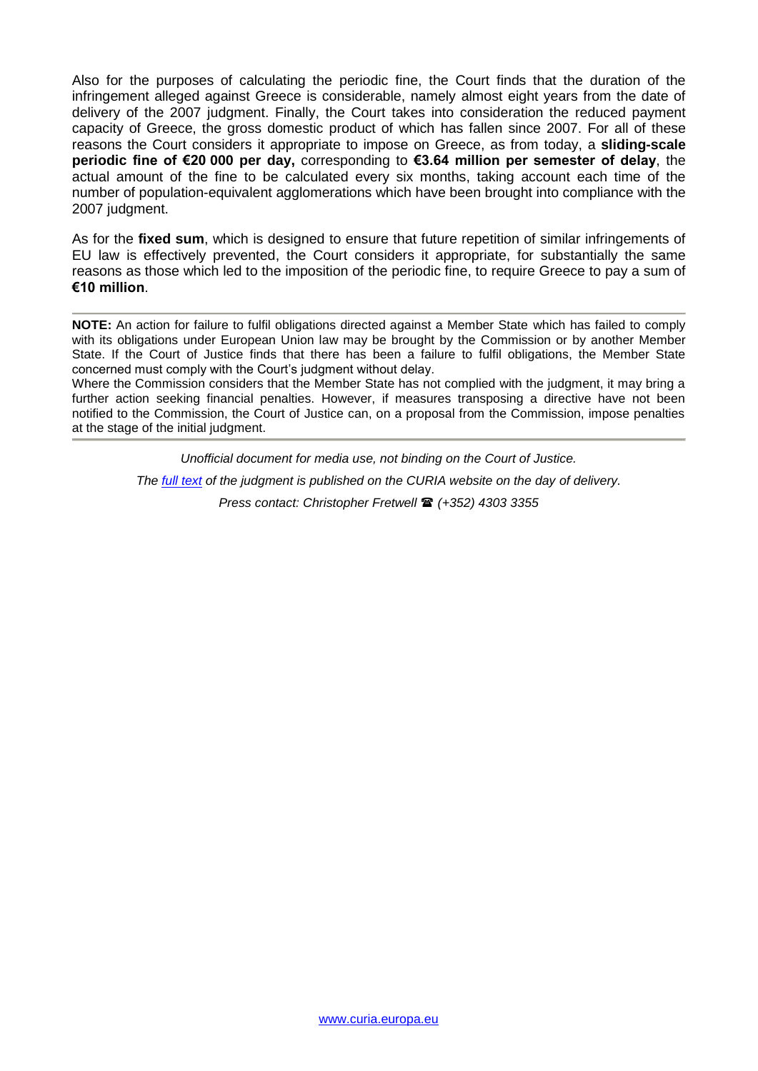Also for the purposes of calculating the periodic fine, the Court finds that the duration of the infringement alleged against Greece is considerable, namely almost eight years from the date of delivery of the 2007 judgment. Finally, the Court takes into consideration the reduced payment capacity of Greece, the gross domestic product of which has fallen since 2007. For all of these reasons the Court considers it appropriate to impose on Greece, as from today, a **sliding-scale periodic fine of €20 000 per day,** corresponding to **€3.64 million per semester of delay**, the actual amount of the fine to be calculated every six months, taking account each time of the number of population-equivalent agglomerations which have been brought into compliance with the 2007 judgment.

As for the **fixed sum**, which is designed to ensure that future repetition of similar infringements of EU law is effectively prevented, the Court considers it appropriate, for substantially the same reasons as those which led to the imposition of the periodic fine, to require Greece to pay a sum of **€10 million**.

---

**NOTE:** An action for failure to fulfil obligations directed against a Member State which has failed to comply with its obligations under European Union law may be brought by the Commission or by another Member State. If the Court of Justice finds that there has been a failure to fulfil obligations, the Member State concerned must comply with the Court's judgment without delay.
Where the Commission considers that the Member State has not complied with the judgment, it may bring a further action seeking financial penalties. However, if measures transposing a directive have not been notified to the Commission, the Court of Justice can, on a proposal from the Commission, impose penalties at the stage of the initial judgment.

---

*Unofficial document for media use, not binding on the Court of Justice.*

*The full text of the judgment is published on the CURIA website on the day of delivery.*

*Press contact: Christopher Fretwell ☎ (+352) 4303 3355*

www.curia.europa.eu